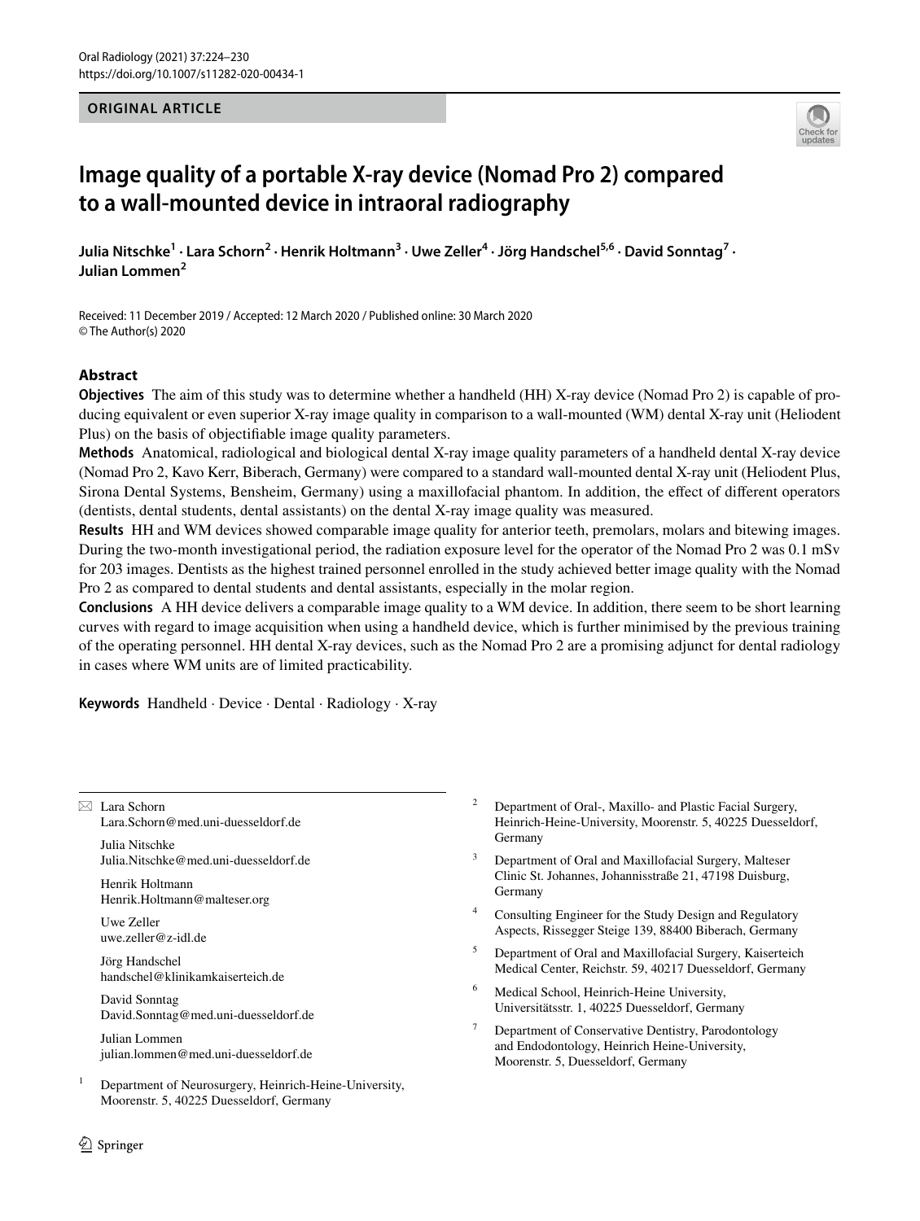ORIGINAL ARTICLE

# Image quality of a portable X-ray device (Nomad Pro 2) compared to a wall-mounted device in intraoral radiography

Julia Nitschke[1] · Lara Schorn[2] · Henrik Holtmann[3] · Uwe Zeller[4] · Jörg Handschel[5,6] · David Sonntag[7] · Julian Lommen[2]

Received: 11 December 2019 / Accepted: 12 March 2020 / Published online: 30 March 2020
© The Author(s) 2020

## Abstract

**Objectives** The aim of this study was to determine whether a handheld (HH) X-ray device (Nomad Pro 2) is capable of producing equivalent or even superior X-ray image quality in comparison to a wall-mounted (WM) dental X-ray unit (Heliodent Plus) on the basis of objectifiable image quality parameters.

**Methods** Anatomical, radiological and biological dental X-ray image quality parameters of a handheld dental X-ray device (Nomad Pro 2, Kavo Kerr, Biberach, Germany) were compared to a standard wall-mounted dental X-ray unit (Heliodent Plus, Sirona Dental Systems, Bensheim, Germany) using a maxillofacial phantom. In addition, the effect of different operators (dentists, dental students, dental assistants) on the dental X-ray image quality was measured.

**Results** HH and WM devices showed comparable image quality for anterior teeth, premolars, molars and bitewing images. During the two-month investigational period, the radiation exposure level for the operator of the Nomad Pro 2 was 0.1 mSv for 203 images. Dentists as the highest trained personnel enrolled in the study achieved better image quality with the Nomad Pro 2 as compared to dental students and dental assistants, especially in the molar region.

**Conclusions** A HH device delivers a comparable image quality to a WM device. In addition, there seem to be short learning curves with regard to image acquisition when using a handheld device, which is further minimised by the previous training of the operating personnel. HH dental X-ray devices, such as the Nomad Pro 2 are a promising adjunct for dental radiology in cases where WM units are of limited practicability.

**Keywords** Handheld · Device · Dental · Radiology · X-ray

---

✉ Lara Schorn
Lara.Schorn@med.uni-duesseldorf.de

Julia Nitschke
Julia.Nitschke@med.uni-duesseldorf.de

Henrik Holtmann
Henrik.Holtmann@malteser.org

Uwe Zeller
uwe.zeller@z-idl.de

Jörg Handschel
handschel@klinikamkaiserteich.de

David Sonntag
David.Sonntag@med.uni-duesseldorf.de

Julian Lommen
julian.lommen@med.uni-duesseldorf.de

[1] Department of Neurosurgery, Heinrich-Heine-University, Moorenstr. 5, 40225 Duesseldorf, Germany

[2] Department of Oral-, Maxillo- and Plastic Facial Surgery, Heinrich-Heine-University, Moorenstr. 5, 40225 Duesseldorf, Germany

[3] Department of Oral and Maxillofacial Surgery, Malteser Clinic St. Johannes, Johannisstraße 21, 47198 Duisburg, Germany

[4] Consulting Engineer for the Study Design and Regulatory Aspects, Rissegger Steige 139, 88400 Biberach, Germany

[5] Department of Oral and Maxillofacial Surgery, Kaiserteich Medical Center, Reichstr. 59, 40217 Duesseldorf, Germany

[6] Medical School, Heinrich-Heine University, Universitätsstr. 1, 40225 Duesseldorf, Germany

[7] Department of Conservative Dentistry, Parodontology and Endodontology, Heinrich Heine-University, Moorenstr. 5, Duesseldorf, Germany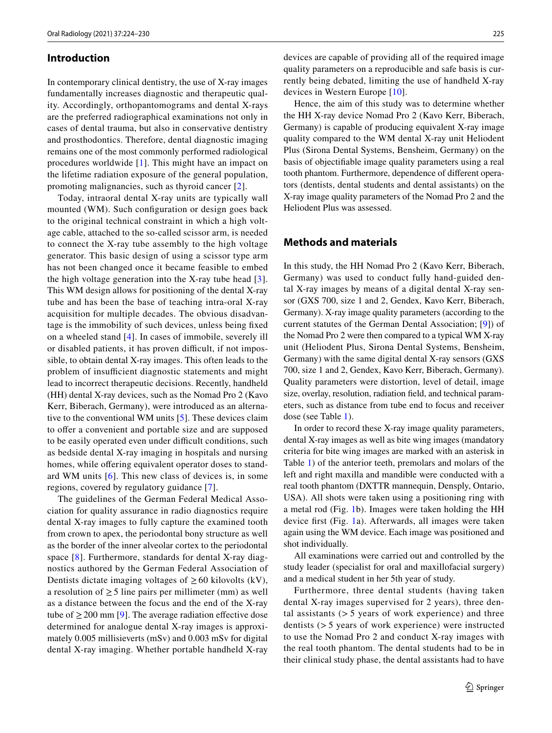## Introduction

In contemporary clinical dentistry, the use of X-ray images fundamentally increases diagnostic and therapeutic quality. Accordingly, orthopantomograms and dental X-rays are the preferred radiographical examinations not only in cases of dental trauma, but also in conservative dentistry and prosthodontics. Therefore, dental diagnostic imaging remains one of the most commonly performed radiological procedures worldwide [1]. This might have an impact on the lifetime radiation exposure of the general population, promoting malignancies, such as thyroid cancer [2].

Today, intraoral dental X-ray units are typically wall mounted (WM). Such configuration or design goes back to the original technical constraint in which a high voltage cable, attached to the so-called scissor arm, is needed to connect the X-ray tube assembly to the high voltage generator. This basic design of using a scissor type arm has not been changed once it became feasible to embed the high voltage generation into the X-ray tube head [3]. This WM design allows for positioning of the dental X-ray tube and has been the base of teaching intra-oral X-ray acquisition for multiple decades. The obvious disadvantage is the immobility of such devices, unless being fixed on a wheeled stand [4]. In cases of immobile, severely ill or disabled patients, it has proven difficult, if not impossible, to obtain dental X-ray images. This often leads to the problem of insufficient diagnostic statements and might lead to incorrect therapeutic decisions. Recently, handheld (HH) dental X-ray devices, such as the Nomad Pro 2 (Kavo Kerr, Biberach, Germany), were introduced as an alternative to the conventional WM units [5]. These devices claim to offer a convenient and portable size and are supposed to be easily operated even under difficult conditions, such as bedside dental X-ray imaging in hospitals and nursing homes, while offering equivalent operator doses to standard WM units [6]. This new class of devices is, in some regions, covered by regulatory guidance [7].

The guidelines of the German Federal Medical Association for quality assurance in radio diagnostics require dental X-ray images to fully capture the examined tooth from crown to apex, the periodontal bony structure as well as the border of the inner alveolar cortex to the periodontal space [8]. Furthermore, standards for dental X-ray diagnostics authored by the German Federal Association of Dentists dictate imaging voltages of ≥ 60 kilovolts (kV), a resolution of ≥ 5 line pairs per millimeter (mm) as well as a distance between the focus and the end of the X-ray tube of ≥ 200 mm [9]. The average radiation effective dose determined for analogue dental X-ray images is approximately 0.005 millisieverts (mSv) and 0.003 mSv for digital dental X-ray imaging. Whether portable handheld X-ray devices are capable of providing all of the required image quality parameters on a reproducible and safe basis is currently being debated, limiting the use of handheld X-ray devices in Western Europe [10].

Hence, the aim of this study was to determine whether the HH X-ray device Nomad Pro 2 (Kavo Kerr, Biberach, Germany) is capable of producing equivalent X-ray image quality compared to the WM dental X-ray unit Heliodent Plus (Sirona Dental Systems, Bensheim, Germany) on the basis of objectifiable image quality parameters using a real tooth phantom. Furthermore, dependence of different operators (dentists, dental students and dental assistants) on the X-ray image quality parameters of the Nomad Pro 2 and the Heliodent Plus was assessed.

## Methods and materials

In this study, the HH Nomad Pro 2 (Kavo Kerr, Biberach, Germany) was used to conduct fully hand-guided dental X-ray images by means of a digital dental X-ray sensor (GXS 700, size 1 and 2, Gendex, Kavo Kerr, Biberach, Germany). X-ray image quality parameters (according to the current statutes of the German Dental Association; [9]) of the Nomad Pro 2 were then compared to a typical WM X-ray unit (Heliodent Plus, Sirona Dental Systems, Bensheim, Germany) with the same digital dental X-ray sensors (GXS 700, size 1 and 2, Gendex, Kavo Kerr, Biberach, Germany). Quality parameters were distortion, level of detail, image size, overlay, resolution, radiation field, and technical parameters, such as distance from tube end to focus and receiver dose (see Table 1).

In order to record these X-ray image quality parameters, dental X-ray images as well as bite wing images (mandatory criteria for bite wing images are marked with an asterisk in Table 1) of the anterior teeth, premolars and molars of the left and right maxilla and mandible were conducted with a real tooth phantom (DXTTR mannequin, Densply, Ontario, USA). All shots were taken using a positioning ring with a metal rod (Fig. 1b). Images were taken holding the HH device first (Fig. 1a). Afterwards, all images were taken again using the WM device. Each image was positioned and shot individually.

All examinations were carried out and controlled by the study leader (specialist for oral and maxillofacial surgery) and a medical student in her 5th year of study.

Furthermore, three dental students (having taken dental X-ray images supervised for 2 years), three dental assistants (> 5 years of work experience) and three dentists (> 5 years of work experience) were instructed to use the Nomad Pro 2 and conduct X-ray images with the real tooth phantom. The dental students had to be in their clinical study phase, the dental assistants had to have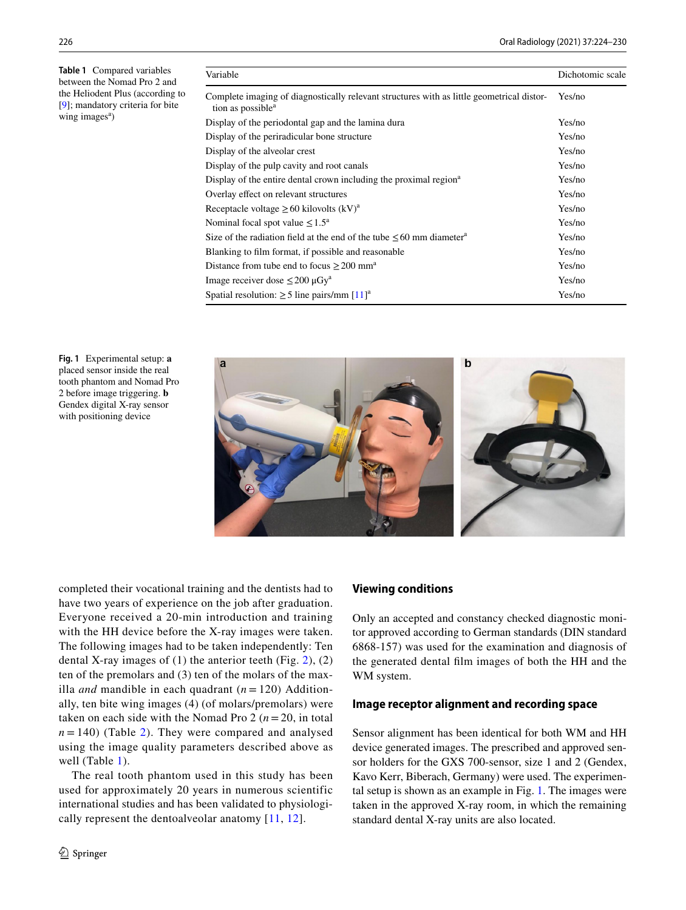**Table 1** Compared variables between the Nomad Pro 2 and the Heliodent Plus (according to [9]; mandatory criteria for bite wing images[a])

| Variable | Dichotomic scale |
|---|---|
| Complete imaging of diagnostically relevant structures with as little geometrical distortion as possible[a] | Yes/no |
| Display of the periodontal gap and the lamina dura | Yes/no |
| Display of the periradicular bone structure | Yes/no |
| Display of the alveolar crest | Yes/no |
| Display of the pulp cavity and root canals | Yes/no |
| Display of the entire dental crown including the proximal region[a] | Yes/no |
| Overlay effect on relevant structures | Yes/no |
| Receptacle voltage ≥ 60 kilovolts (kV)[a] | Yes/no |
| Nominal focal spot value ≤ 1.5[a] | Yes/no |
| Size of the radiation field at the end of the tube ≤ 60 mm diameter[a] | Yes/no |
| Blanking to film format, if possible and reasonable | Yes/no |
| Distance from tube end to focus ≥ 200 mm[a] | Yes/no |
| Image receiver dose ≤ 200 µGy[a] | Yes/no |
| Spatial resolution: ≥ 5 line pairs/mm [11][a] | Yes/no |

**Fig. 1** Experimental setup: **a** placed sensor inside the real tooth phantom and Nomad Pro 2 before image triggering. **b** Gendex digital X-ray sensor with positioning device

completed their vocational training and the dentists had to have two years of experience on the job after graduation. Everyone received a 20-min introduction and training with the HH device before the X-ray images were taken. The following images had to be taken independently: Ten dental X-ray images of (1) the anterior teeth (Fig. 2), (2) ten of the premolars and (3) ten of the molars of the maxilla *and* mandible in each quadrant ($n = 120$) Additionally, ten bite wing images (4) (of molars/premolars) were taken on each side with the Nomad Pro 2 ($n = 20$, in total $n = 140$) (Table 2). They were compared and analysed using the image quality parameters described above as well (Table 1).

The real tooth phantom used in this study has been used for approximately 20 years in numerous scientific international studies and has been validated to physiologically represent the dentoalveolar anatomy [11, 12].

## Viewing conditions

Only an accepted and constancy checked diagnostic monitor approved according to German standards (DIN standard 6868-157) was used for the examination and diagnosis of the generated dental film images of both the HH and the WM system.

## Image receptor alignment and recording space

Sensor alignment has been identical for both WM and HH device generated images. The prescribed and approved sensor holders for the GXS 700-sensor, size 1 and 2 (Gendex, Kavo Kerr, Biberach, Germany) were used. The experimental setup is shown as an example in Fig. 1. The images were taken in the approved X-ray room, in which the remaining standard dental X-ray units are also located.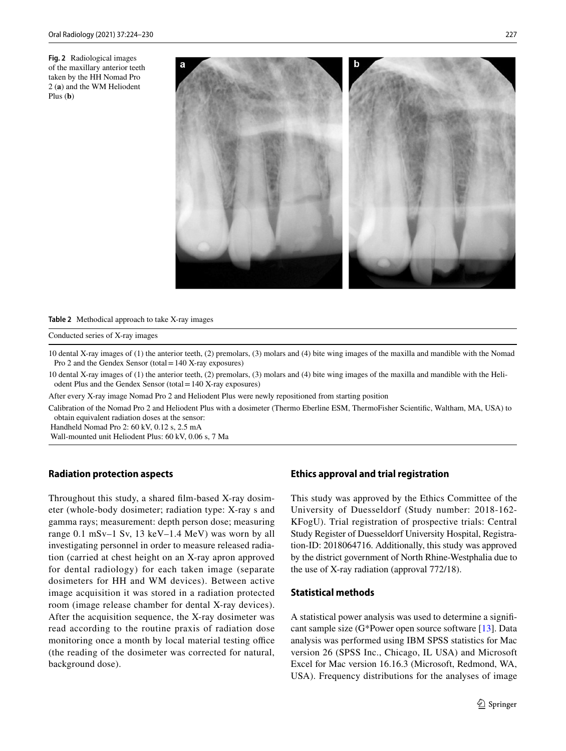**Fig. 2** Radiological images of the maxillary anterior teeth taken by the HH Nomad Pro 2 (**a**) and the WM Heliodent Plus (**b**)

**Table 2** Methodical approach to take X-ray images

| Conducted series of X-ray images |
| --- |
| 10 dental X-ray images of (1) the anterior teeth, (2) premolars, (3) molars and (4) bite wing images of the maxilla and mandible with the Nomad Pro 2 and the Gendex Sensor (total = 140 X-ray exposures) |
| 10 dental X-ray images of (1) the anterior teeth, (2) premolars, (3) molars and (4) bite wing images of the maxilla and mandible with the Heliodent Plus and the Gendex Sensor (total = 140 X-ray exposures) |
| After every X-ray image Nomad Pro 2 and Heliodent Plus were newly repositioned from starting position |
| Calibration of the Nomad Pro 2 and Heliodent Plus with a dosimeter (Thermo Eberline ESM, ThermoFisher Scientific, Waltham, MA, USA) to obtain equivalent radiation doses at the sensor:<br>Handheld Nomad Pro 2: 60 kV, 0.12 s, 2.5 mA<br>Wall-mounted unit Heliodent Plus: 60 kV, 0.06 s, 7 Ma |

## Radiation protection aspects

Throughout this study, a shared film-based X-ray dosimeter (whole-body dosimeter; radiation type: X-ray s and gamma rays; measurement: depth person dose; measuring range 0.1 mSv–1 Sv, 13 keV–1.4 MeV) was worn by all investigating personnel in order to measure released radiation (carried at chest height on an X-ray apron approved for dental radiology) for each taken image (separate dosimeters for HH and WM devices). Between active image acquisition it was stored in a radiation protected room (image release chamber for dental X-ray devices). After the acquisition sequence, the X-ray dosimeter was read according to the routine praxis of radiation dose monitoring once a month by local material testing office (the reading of the dosimeter was corrected for natural, background dose).

## Ethics approval and trial registration

This study was approved by the Ethics Committee of the University of Duesseldorf (Study number: 2018-162-KFogU). Trial registration of prospective trials: Central Study Register of Duesseldorf University Hospital, Registration-ID: 2018064716. Additionally, this study was approved by the district government of North Rhine-Westphalia due to the use of X-ray radiation (approval 772/18).

## Statistical methods

A statistical power analysis was used to determine a significant sample size (G*Power open source software [13]. Data analysis was performed using IBM SPSS statistics for Mac version 26 (SPSS Inc., Chicago, IL USA) and Microsoft Excel for Mac version 16.16.3 (Microsoft, Redmond, WA, USA). Frequency distributions for the analyses of image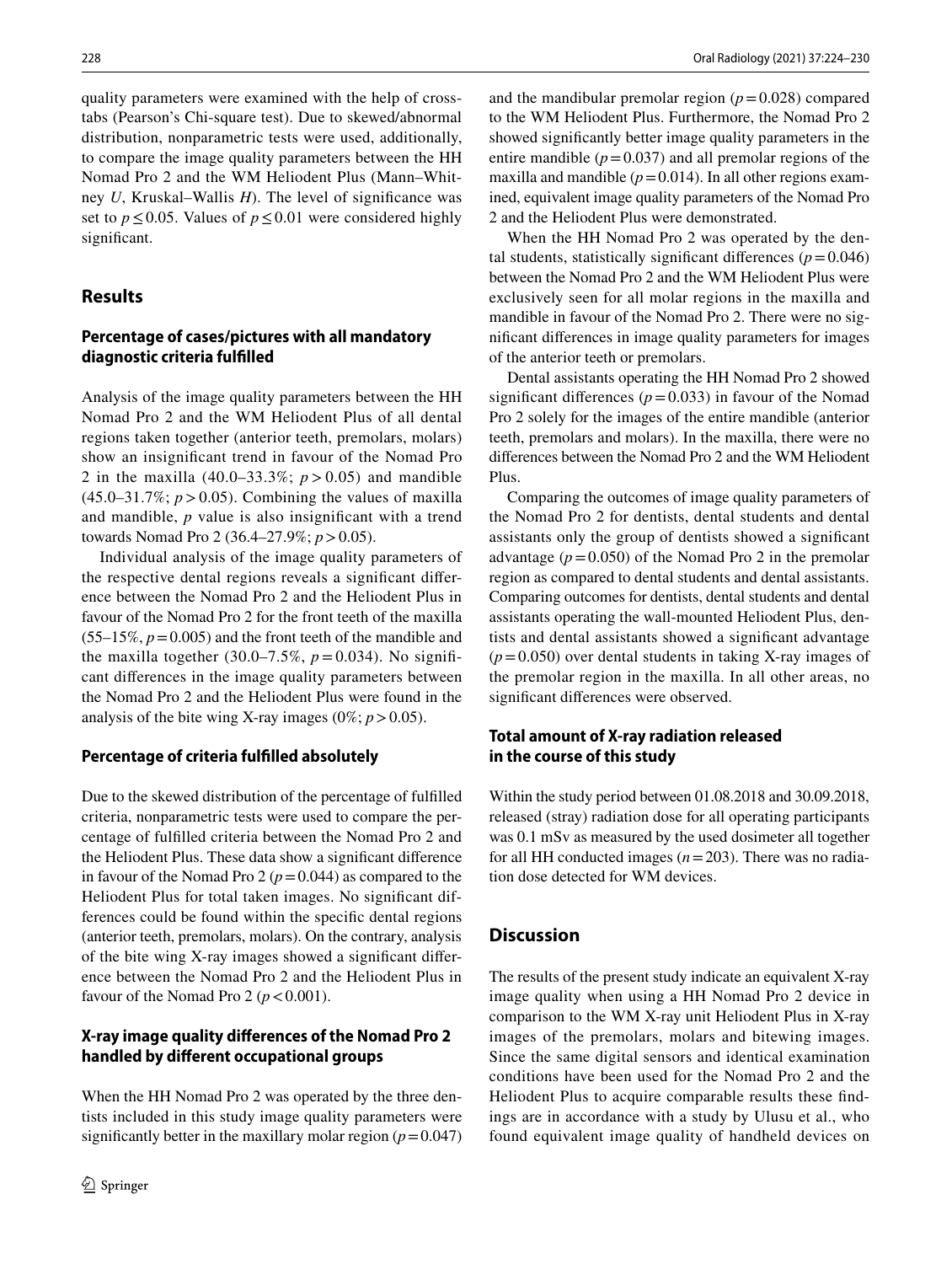quality parameters were examined with the help of crosstabs (Pearson's Chi-square test). Due to skewed/abnormal distribution, nonparametric tests were used, additionally, to compare the image quality parameters between the HH Nomad Pro 2 and the WM Heliodent Plus (Mann–Whitney *U*, Kruskal–Wallis *H*). The level of significance was set to $p \leq 0.05$. Values of $p \leq 0.01$ were considered highly significant.

## Results

### Percentage of cases/pictures with all mandatory diagnostic criteria fulfilled

Analysis of the image quality parameters between the HH Nomad Pro 2 and the WM Heliodent Plus of all dental regions taken together (anterior teeth, premolars, molars) show an insignificant trend in favour of the Nomad Pro 2 in the maxilla (40.0–33.3%; $p > 0.05$) and mandible (45.0–31.7%; $p > 0.05$). Combining the values of maxilla and mandible, *p* value is also insignificant with a trend towards Nomad Pro 2 (36.4–27.9%; $p > 0.05$).

Individual analysis of the image quality parameters of the respective dental regions reveals a significant difference between the Nomad Pro 2 and the Heliodent Plus in favour of the Nomad Pro 2 for the front teeth of the maxilla (55–15%, $p = 0.005$) and the front teeth of the mandible and the maxilla together (30.0–7.5%, $p = 0.034$). No significant differences in the image quality parameters between the Nomad Pro 2 and the Heliodent Plus were found in the analysis of the bite wing X-ray images (0%; $p > 0.05$).

### Percentage of criteria fulfilled absolutely

Due to the skewed distribution of the percentage of fulfilled criteria, nonparametric tests were used to compare the percentage of fulfilled criteria between the Nomad Pro 2 and the Heliodent Plus. These data show a significant difference in favour of the Nomad Pro 2 ($p = 0.044$) as compared to the Heliodent Plus for total taken images. No significant differences could be found within the specific dental regions (anterior teeth, premolars, molars). On the contrary, analysis of the bite wing X-ray images showed a significant difference between the Nomad Pro 2 and the Heliodent Plus in favour of the Nomad Pro 2 ($p < 0.001$).

### X-ray image quality differences of the Nomad Pro 2 handled by different occupational groups

When the HH Nomad Pro 2 was operated by the three dentists included in this study image quality parameters were significantly better in the maxillary molar region ($p = 0.047$) and the mandibular premolar region ($p = 0.028$) compared to the WM Heliodent Plus. Furthermore, the Nomad Pro 2 showed significantly better image quality parameters in the entire mandible ($p = 0.037$) and all premolar regions of the maxilla and mandible ($p = 0.014$). In all other regions examined, equivalent image quality parameters of the Nomad Pro 2 and the Heliodent Plus were demonstrated.

When the HH Nomad Pro 2 was operated by the dental students, statistically significant differences ($p = 0.046$) between the Nomad Pro 2 and the WM Heliodent Plus were exclusively seen for all molar regions in the maxilla and mandible in favour of the Nomad Pro 2. There were no significant differences in image quality parameters for images of the anterior teeth or premolars.

Dental assistants operating the HH Nomad Pro 2 showed significant differences ($p = 0.033$) in favour of the Nomad Pro 2 solely for the images of the entire mandible (anterior teeth, premolars and molars). In the maxilla, there were no differences between the Nomad Pro 2 and the WM Heliodent Plus.

Comparing the outcomes of image quality parameters of the Nomad Pro 2 for dentists, dental students and dental assistants only the group of dentists showed a significant advantage ($p = 0.050$) of the Nomad Pro 2 in the premolar region as compared to dental students and dental assistants. Comparing outcomes for dentists, dental students and dental assistants operating the wall-mounted Heliodent Plus, dentists and dental assistants showed a significant advantage ($p = 0.050$) over dental students in taking X-ray images of the premolar region in the maxilla. In all other areas, no significant differences were observed.

### Total amount of X-ray radiation released in the course of this study

Within the study period between 01.08.2018 and 30.09.2018, released (stray) radiation dose for all operating participants was 0.1 mSv as measured by the used dosimeter all together for all HH conducted images ($n = 203$). There was no radiation dose detected for WM devices.

## Discussion

The results of the present study indicate an equivalent X-ray image quality when using a HH Nomad Pro 2 device in comparison to the WM X-ray unit Heliodent Plus in X-ray images of the premolars, molars and bitewing images. Since the same digital sensors and identical examination conditions have been used for the Nomad Pro 2 and the Heliodent Plus to acquire comparable results these findings are in accordance with a study by Ulusu et al., who found equivalent image quality of handheld devices on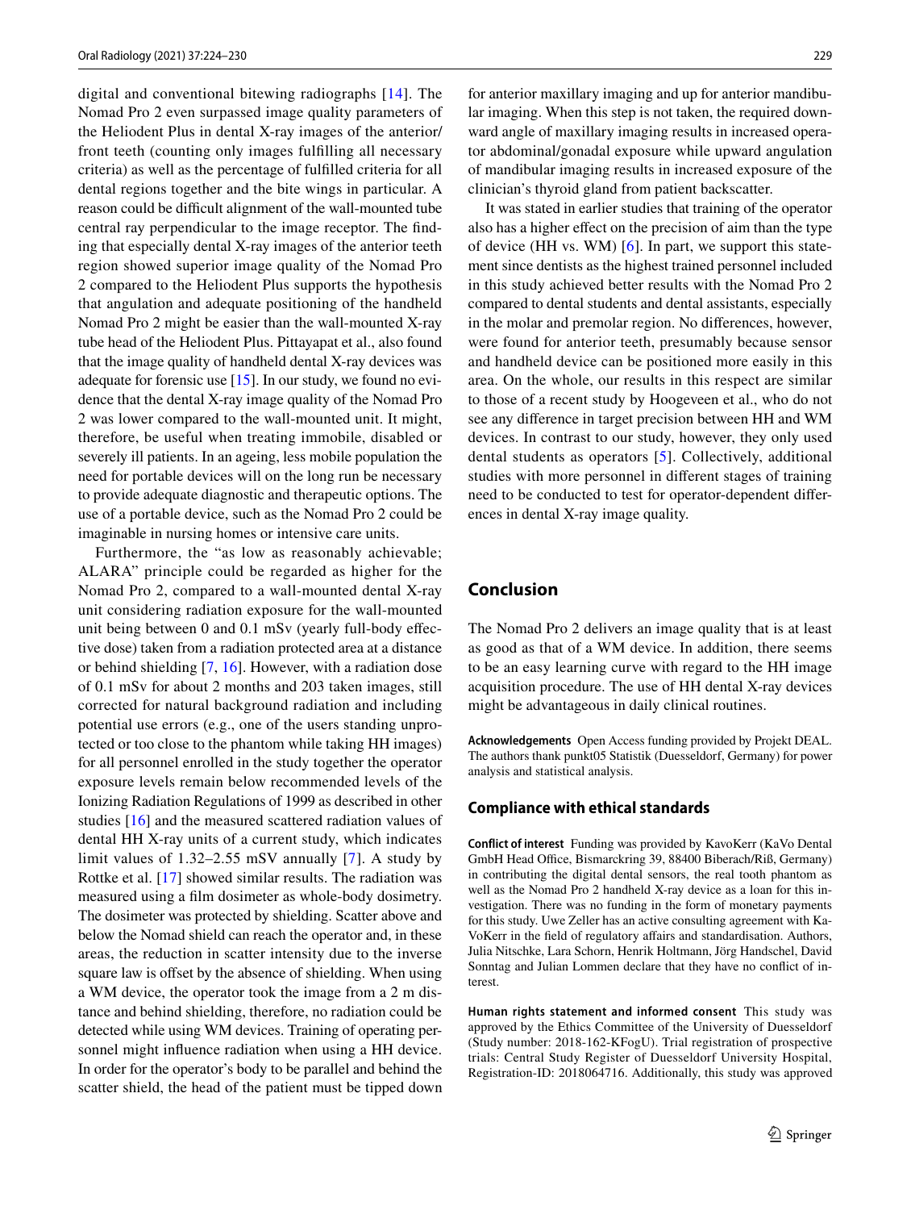digital and conventional bitewing radiographs [14]. The Nomad Pro 2 even surpassed image quality parameters of the Heliodent Plus in dental X-ray images of the anterior/front teeth (counting only images fulfilling all necessary criteria) as well as the percentage of fulfilled criteria for all dental regions together and the bite wings in particular. A reason could be difficult alignment of the wall-mounted tube central ray perpendicular to the image receptor. The finding that especially dental X-ray images of the anterior teeth region showed superior image quality of the Nomad Pro 2 compared to the Heliodent Plus supports the hypothesis that angulation and adequate positioning of the handheld Nomad Pro 2 might be easier than the wall-mounted X-ray tube head of the Heliodent Plus. Pittayapat et al., also found that the image quality of handheld dental X-ray devices was adequate for forensic use [15]. In our study, we found no evidence that the dental X-ray image quality of the Nomad Pro 2 was lower compared to the wall-mounted unit. It might, therefore, be useful when treating immobile, disabled or severely ill patients. In an ageing, less mobile population the need for portable devices will on the long run be necessary to provide adequate diagnostic and therapeutic options. The use of a portable device, such as the Nomad Pro 2 could be imaginable in nursing homes or intensive care units.

Furthermore, the "as low as reasonably achievable; ALARA" principle could be regarded as higher for the Nomad Pro 2, compared to a wall-mounted dental X-ray unit considering radiation exposure for the wall-mounted unit being between 0 and 0.1 mSv (yearly full-body effective dose) taken from a radiation protected area at a distance or behind shielding [7, 16]. However, with a radiation dose of 0.1 mSv for about 2 months and 203 taken images, still corrected for natural background radiation and including potential use errors (e.g., one of the users standing unprotected or too close to the phantom while taking HH images) for all personnel enrolled in the study together the operator exposure levels remain below recommended levels of the Ionizing Radiation Regulations of 1999 as described in other studies [16] and the measured scattered radiation values of dental HH X-ray units of a current study, which indicates limit values of 1.32–2.55 mSV annually [7]. A study by Rottke et al. [17] showed similar results. The radiation was measured using a film dosimeter as whole-body dosimetry. The dosimeter was protected by shielding. Scatter above and below the Nomad shield can reach the operator and, in these areas, the reduction in scatter intensity due to the inverse square law is offset by the absence of shielding. When using a WM device, the operator took the image from a 2 m distance and behind shielding, therefore, no radiation could be detected while using WM devices. Training of operating personnel might influence radiation when using a HH device. In order for the operator's body to be parallel and behind the scatter shield, the head of the patient must be tipped down for anterior maxillary imaging and up for anterior mandibular imaging. When this step is not taken, the required downward angle of maxillary imaging results in increased operator abdominal/gonadal exposure while upward angulation of mandibular imaging results in increased exposure of the clinician's thyroid gland from patient backscatter.

It was stated in earlier studies that training of the operator also has a higher effect on the precision of aim than the type of device (HH vs. WM) [6]. In part, we support this statement since dentists as the highest trained personnel included in this study achieved better results with the Nomad Pro 2 compared to dental students and dental assistants, especially in the molar and premolar region. No differences, however, were found for anterior teeth, presumably because sensor and handheld device can be positioned more easily in this area. On the whole, our results in this respect are similar to those of a recent study by Hoogeveen et al., who do not see any difference in target precision between HH and WM devices. In contrast to our study, however, they only used dental students as operators [5]. Collectively, additional studies with more personnel in different stages of training need to be conducted to test for operator-dependent differences in dental X-ray image quality.

## Conclusion

The Nomad Pro 2 delivers an image quality that is at least as good as that of a WM device. In addition, there seems to be an easy learning curve with regard to the HH image acquisition procedure. The use of HH dental X-ray devices might be advantageous in daily clinical routines.

**Acknowledgements** Open Access funding provided by Projekt DEAL. The authors thank punkt05 Statistik (Duesseldorf, Germany) for power analysis and statistical analysis.

### Compliance with ethical standards

**Conflict of interest** Funding was provided by KavoKerr (KaVo Dental GmbH Head Office, Bismarckring 39, 88400 Biberach/Riß, Germany) in contributing the digital dental sensors, the real tooth phantom as well as the Nomad Pro 2 handheld X-ray device as a loan for this investigation. There was no funding in the form of monetary payments for this study. Uwe Zeller has an active consulting agreement with KaVoKerr in the field of regulatory affairs and standardisation. Authors, Julia Nitschke, Lara Schorn, Henrik Holtmann, Jörg Handschel, David Sonntag and Julian Lommen declare that they have no conflict of interest.

**Human rights statement and informed consent** This study was approved by the Ethics Committee of the University of Duesseldorf (Study number: 2018-162-KFogU). Trial registration of prospective trials: Central Study Register of Duesseldorf University Hospital, Registration-ID: 2018064716. Additionally, this study was approved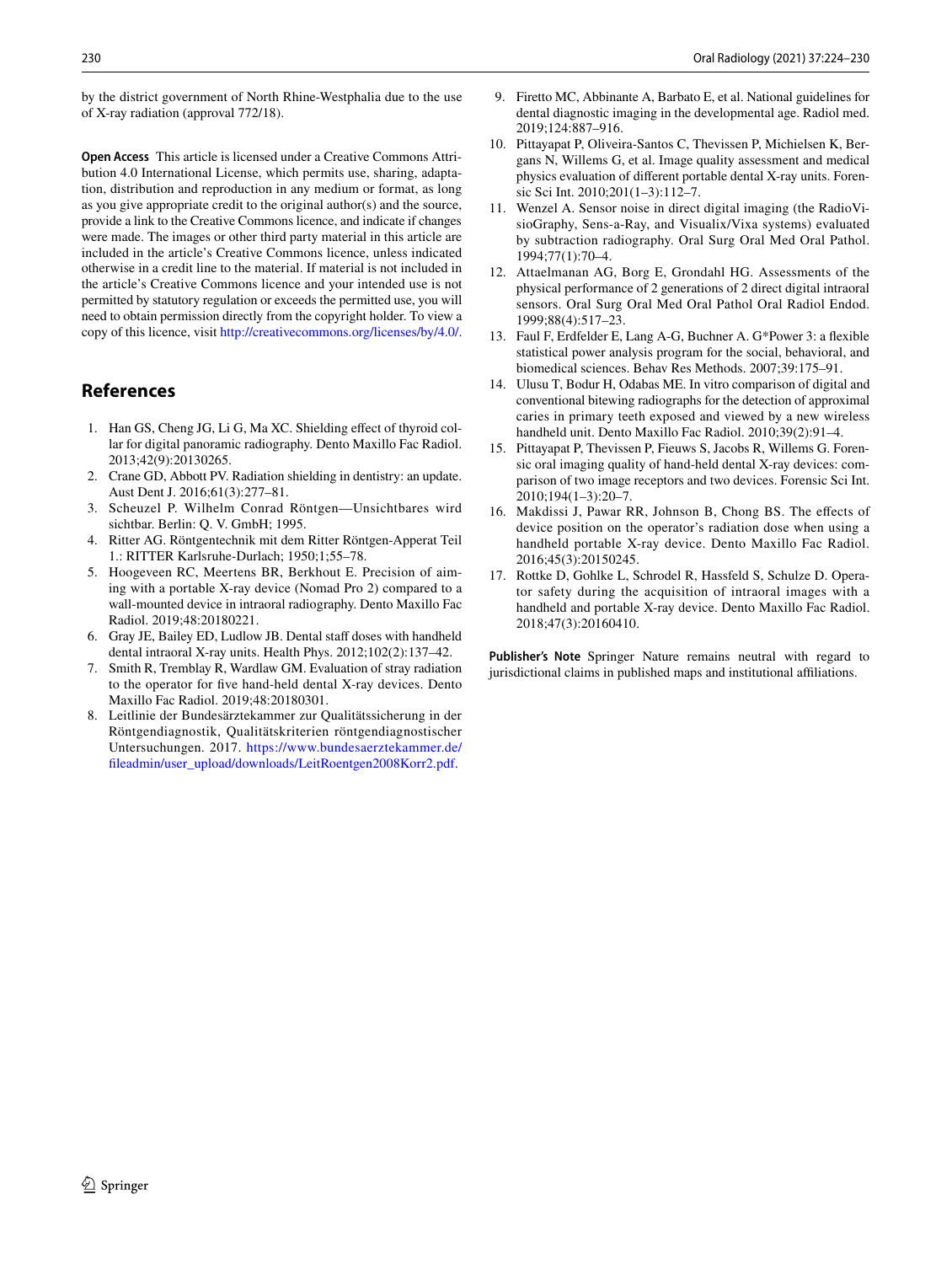by the district government of North Rhine-Westphalia due to the use of X-ray radiation (approval 772/18).

**Open Access** This article is licensed under a Creative Commons Attribution 4.0 International License, which permits use, sharing, adaptation, distribution and reproduction in any medium or format, as long as you give appropriate credit to the original author(s) and the source, provide a link to the Creative Commons licence, and indicate if changes were made. The images or other third party material in this article are included in the article's Creative Commons licence, unless indicated otherwise in a credit line to the material. If material is not included in the article's Creative Commons licence and your intended use is not permitted by statutory regulation or exceeds the permitted use, you will need to obtain permission directly from the copyright holder. To view a copy of this licence, visit http://creativecommons.org/licenses/by/4.0/.

## References

1. Han GS, Cheng JG, Li G, Ma XC. Shielding effect of thyroid collar for digital panoramic radiography. Dento Maxillo Fac Radiol. 2013;42(9):20130265.
2. Crane GD, Abbott PV. Radiation shielding in dentistry: an update. Aust Dent J. 2016;61(3):277–81.
3. Scheuzel P. Wilhelm Conrad Röntgen—Unsichtbares wird sichtbar. Berlin: Q. V. GmbH; 1995.
4. Ritter AG. Röntgentechnik mit dem Ritter Röntgen-Apperat Teil 1.: RITTER Karlsruhe-Durlach; 1950;1;55–78.
5. Hoogeveen RC, Meertens BR, Berkhout E. Precision of aiming with a portable X-ray device (Nomad Pro 2) compared to a wall-mounted device in intraoral radiography. Dento Maxillo Fac Radiol. 2019;48:20180221.
6. Gray JE, Bailey ED, Ludlow JB. Dental staff doses with handheld dental intraoral X-ray units. Health Phys. 2012;102(2):137–42.
7. Smith R, Tremblay R, Wardlaw GM. Evaluation of stray radiation to the operator for five hand-held dental X-ray devices. Dento Maxillo Fac Radiol. 2019;48:20180301.
8. Leitlinie der Bundesärztekammer zur Qualitätssicherung in der Röntgendiagnostik, Qualitätskriterien röntgendiagnostischer Untersuchungen. 2017. https://www.bundesaerztekammer.de/fileadmin/user_upload/downloads/LeitRoentgen2008Korr2.pdf.
9. Firetto MC, Abbinante A, Barbato E, et al. National guidelines for dental diagnostic imaging in the developmental age. Radiol med. 2019;124:887–916.
10. Pittayapat P, Oliveira-Santos C, Thevissen P, Michielsen K, Bergans N, Willems G, et al. Image quality assessment and medical physics evaluation of different portable dental X-ray units. Forensic Sci Int. 2010;201(1–3):112–7.
11. Wenzel A. Sensor noise in direct digital imaging (the RadioVisioGraphy, Sens-a-Ray, and Visualix/Vixa systems) evaluated by subtraction radiography. Oral Surg Oral Med Oral Pathol. 1994;77(1):70–4.
12. Attaelmanan AG, Borg E, Grondahl HG. Assessments of the physical performance of 2 generations of 2 direct digital intraoral sensors. Oral Surg Oral Med Oral Pathol Oral Radiol Endod. 1999;88(4):517–23.
13. Faul F, Erdfelder E, Lang A-G, Buchner A. G*Power 3: a flexible statistical power analysis program for the social, behavioral, and biomedical sciences. Behav Res Methods. 2007;39:175–91.
14. Ulusu T, Bodur H, Odabas ME. In vitro comparison of digital and conventional bitewing radiographs for the detection of approximal caries in primary teeth exposed and viewed by a new wireless handheld unit. Dento Maxillo Fac Radiol. 2010;39(2):91–4.
15. Pittayapat P, Thevissen P, Fieuws S, Jacobs R, Willems G. Forensic oral imaging quality of hand-held dental X-ray devices: comparison of two image receptors and two devices. Forensic Sci Int. 2010;194(1–3):20–7.
16. Makdissi J, Pawar RR, Johnson B, Chong BS. The effects of device position on the operator's radiation dose when using a handheld portable X-ray device. Dento Maxillo Fac Radiol. 2016;45(3):20150245.
17. Rottke D, Gohlke L, Schrodel R, Hassfeld S, Schulze D. Operator safety during the acquisition of intraoral images with a handheld and portable X-ray device. Dento Maxillo Fac Radiol. 2018;47(3):20160410.

**Publisher's Note** Springer Nature remains neutral with regard to jurisdictional claims in published maps and institutional affiliations.